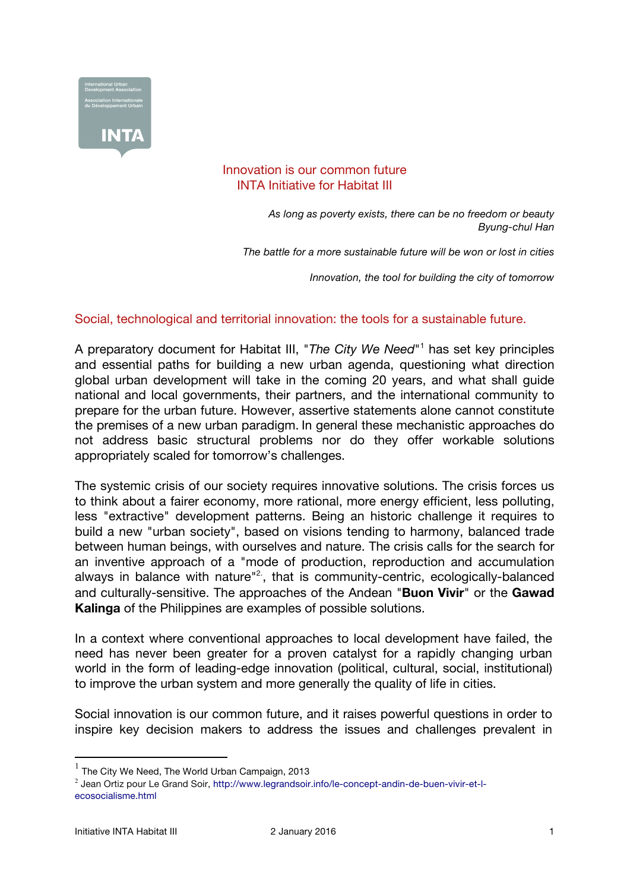International Urban Development Association

Association Internationale du Développement Urbain

INTA

# Innovation is our common future
## INTA Initiative for Habitat III

*As long as poverty exists, there can be no freedom or beauty*
*Byung-chul Han*

*The battle for a more sustainable future will be won or lost in cities*

*Innovation, the tool for building the city of tomorrow*

## Social, technological and territorial innovation: the tools for a sustainable future.

A preparatory document for Habitat III, "*The City We Need*"[1] has set key principles and essential paths for building a new urban agenda, questioning what direction global urban development will take in the coming 20 years, and what shall guide national and local governments, their partners, and the international community to prepare for the urban future. However, assertive statements alone cannot constitute the premises of a new urban paradigm. In general these mechanistic approaches do not address basic structural problems nor do they offer workable solutions appropriately scaled for tomorrow's challenges.

The systemic crisis of our society requires innovative solutions. The crisis forces us to think about a fairer economy, more rational, more energy efficient, less polluting, less "extractive" development patterns. Being an historic challenge it requires to build a new "urban society", based on visions tending to harmony, balanced trade between human beings, with ourselves and nature. The crisis calls for the search for an inventive approach of a "mode of production, reproduction and accumulation always in balance with nature"[2], that is community-centric, ecologically-balanced and culturally-sensitive. The approaches of the Andean "**Buon Vivir**" or the **Gawad Kalinga** of the Philippines are examples of possible solutions.

In a context where conventional approaches to local development have failed, the need has never been greater for a proven catalyst for a rapidly changing urban world in the form of leading-edge innovation (political, cultural, social, institutional) to improve the urban system and more generally the quality of life in cities.

Social innovation is our common future, and it raises powerful questions in order to inspire key decision makers to address the issues and challenges prevalent in

---

[1] The City We Need, The World Urban Campaign, 2013

[2] Jean Ortiz pour Le Grand Soir, http://www.legrandsoir.info/le-concept-andin-de-buen-vivir-et-l-ecosocialisme.html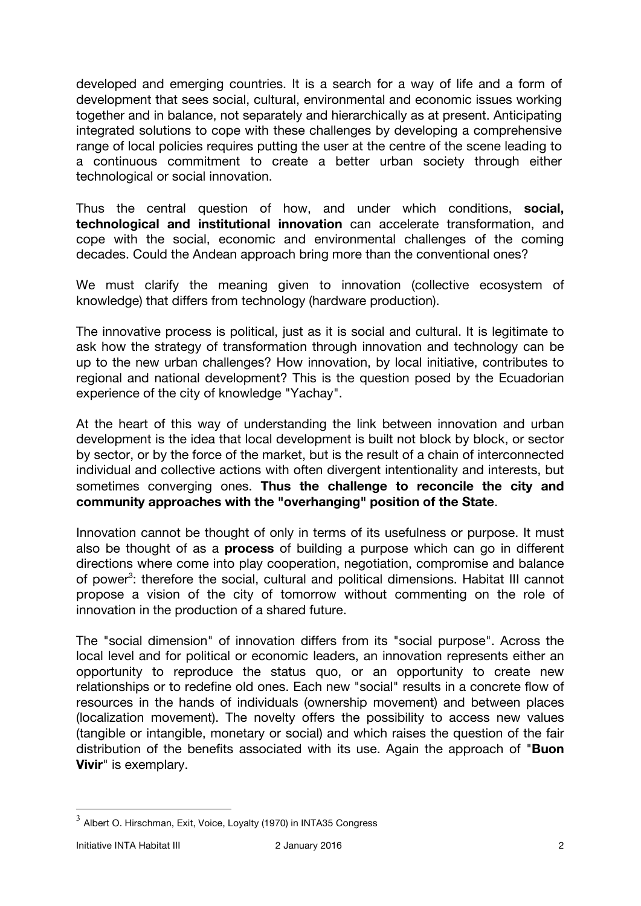developed and emerging countries. It is a search for a way of life and a form of development that sees social, cultural, environmental and economic issues working together and in balance, not separately and hierarchically as at present. Anticipating integrated solutions to cope with these challenges by developing a comprehensive range of local policies requires putting the user at the centre of the scene leading to a continuous commitment to create a better urban society through either technological or social innovation.

Thus the central question of how, and under which conditions, **social, technological and institutional innovation** can accelerate transformation, and cope with the social, economic and environmental challenges of the coming decades. Could the Andean approach bring more than the conventional ones?

We must clarify the meaning given to innovation (collective ecosystem of knowledge) that differs from technology (hardware production).

The innovative process is political, just as it is social and cultural. It is legitimate to ask how the strategy of transformation through innovation and technology can be up to the new urban challenges? How innovation, by local initiative, contributes to regional and national development? This is the question posed by the Ecuadorian experience of the city of knowledge "Yachay".

At the heart of this way of understanding the link between innovation and urban development is the idea that local development is built not block by block, or sector by sector, or by the force of the market, but is the result of a chain of interconnected individual and collective actions with often divergent intentionality and interests, but sometimes converging ones. **Thus the challenge to reconcile the city and community approaches with the "overhanging" position of the State**.

Innovation cannot be thought of only in terms of its usefulness or purpose. It must also be thought of as a **process** of building a purpose which can go in different directions where come into play cooperation, negotiation, compromise and balance of power[3]: therefore the social, cultural and political dimensions. Habitat III cannot propose a vision of the city of tomorrow without commenting on the role of innovation in the production of a shared future.

The "social dimension" of innovation differs from its "social purpose". Across the local level and for political or economic leaders, an innovation represents either an opportunity to reproduce the status quo, or an opportunity to create new relationships or to redefine old ones. Each new "social" results in a concrete flow of resources in the hands of individuals (ownership movement) and between places (localization movement). The novelty offers the possibility to access new values (tangible or intangible, monetary or social) and which raises the question of the fair distribution of the benefits associated with its use. Again the approach of "**Buon Vivir**" is exemplary.

[3] Albert O. Hirschman, Exit, Voice, Loyalty (1970) in INTA35 Congress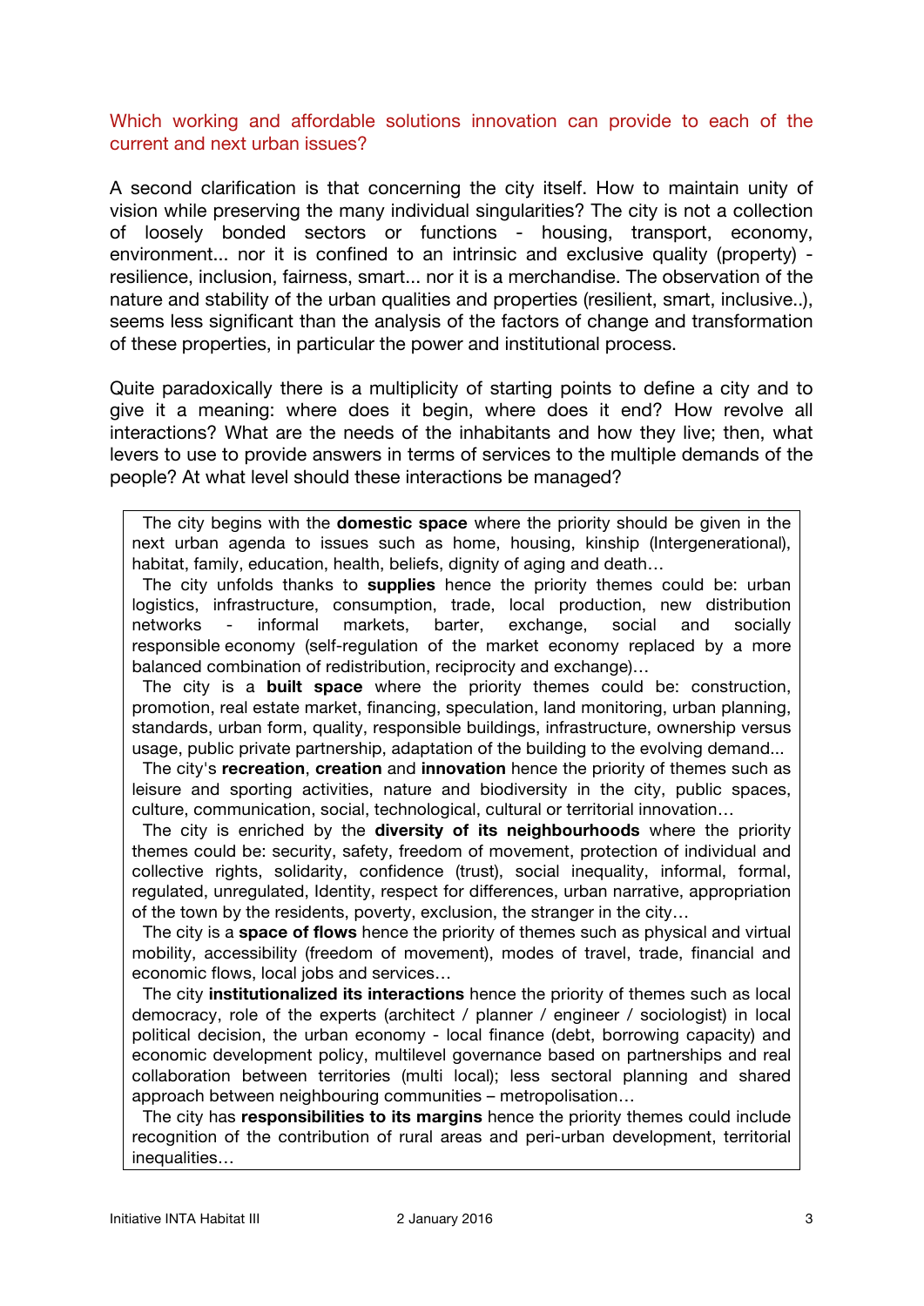Which working and affordable solutions innovation can provide to each of the current and next urban issues?

A second clarification is that concerning the city itself. How to maintain unity of vision while preserving the many individual singularities? The city is not a collection of loosely bonded sectors or functions - housing, transport, economy, environment... nor it is confined to an intrinsic and exclusive quality (property) - resilience, inclusion, fairness, smart... nor it is a merchandise. The observation of the nature and stability of the urban qualities and properties (resilient, smart, inclusive..), seems less significant than the analysis of the factors of change and transformation of these properties, in particular the power and institutional process.

Quite paradoxically there is a multiplicity of starting points to define a city and to give it a meaning: where does it begin, where does it end? How revolve all interactions? What are the needs of the inhabitants and how they live; then, what levers to use to provide answers in terms of services to the multiple demands of the people? At what level should these interactions be managed?

The city begins with the **domestic space** where the priority should be given in the next urban agenda to issues such as home, housing, kinship (Intergenerational), habitat, family, education, health, beliefs, dignity of aging and death…

The city unfolds thanks to **supplies** hence the priority themes could be: urban logistics, infrastructure, consumption, trade, local production, new distribution networks - informal markets, barter, exchange, social and socially responsible economy (self-regulation of the market economy replaced by a more balanced combination of redistribution, reciprocity and exchange)…

The city is a **built space** where the priority themes could be: construction, promotion, real estate market, financing, speculation, land monitoring, urban planning, standards, urban form, quality, responsible buildings, infrastructure, ownership versus usage, public private partnership, adaptation of the building to the evolving demand...

The city's **recreation**, **creation** and **innovation** hence the priority of themes such as leisure and sporting activities, nature and biodiversity in the city, public spaces, culture, communication, social, technological, cultural or territorial innovation…

The city is enriched by the **diversity of its neighbourhoods** where the priority themes could be: security, safety, freedom of movement, protection of individual and collective rights, solidarity, confidence (trust), social inequality, informal, formal, regulated, unregulated, Identity, respect for differences, urban narrative, appropriation of the town by the residents, poverty, exclusion, the stranger in the city…

The city is a **space of flows** hence the priority of themes such as physical and virtual mobility, accessibility (freedom of movement), modes of travel, trade, financial and economic flows, local jobs and services…

The city **institutionalized its interactions** hence the priority of themes such as local democracy, role of the experts (architect / planner / engineer / sociologist) in local political decision, the urban economy - local finance (debt, borrowing capacity) and economic development policy, multilevel governance based on partnerships and real collaboration between territories (multi local); less sectoral planning and shared approach between neighbouring communities – metropolisation…

The city has **responsibilities to its margins** hence the priority themes could include recognition of the contribution of rural areas and peri-urban development, territorial inequalities…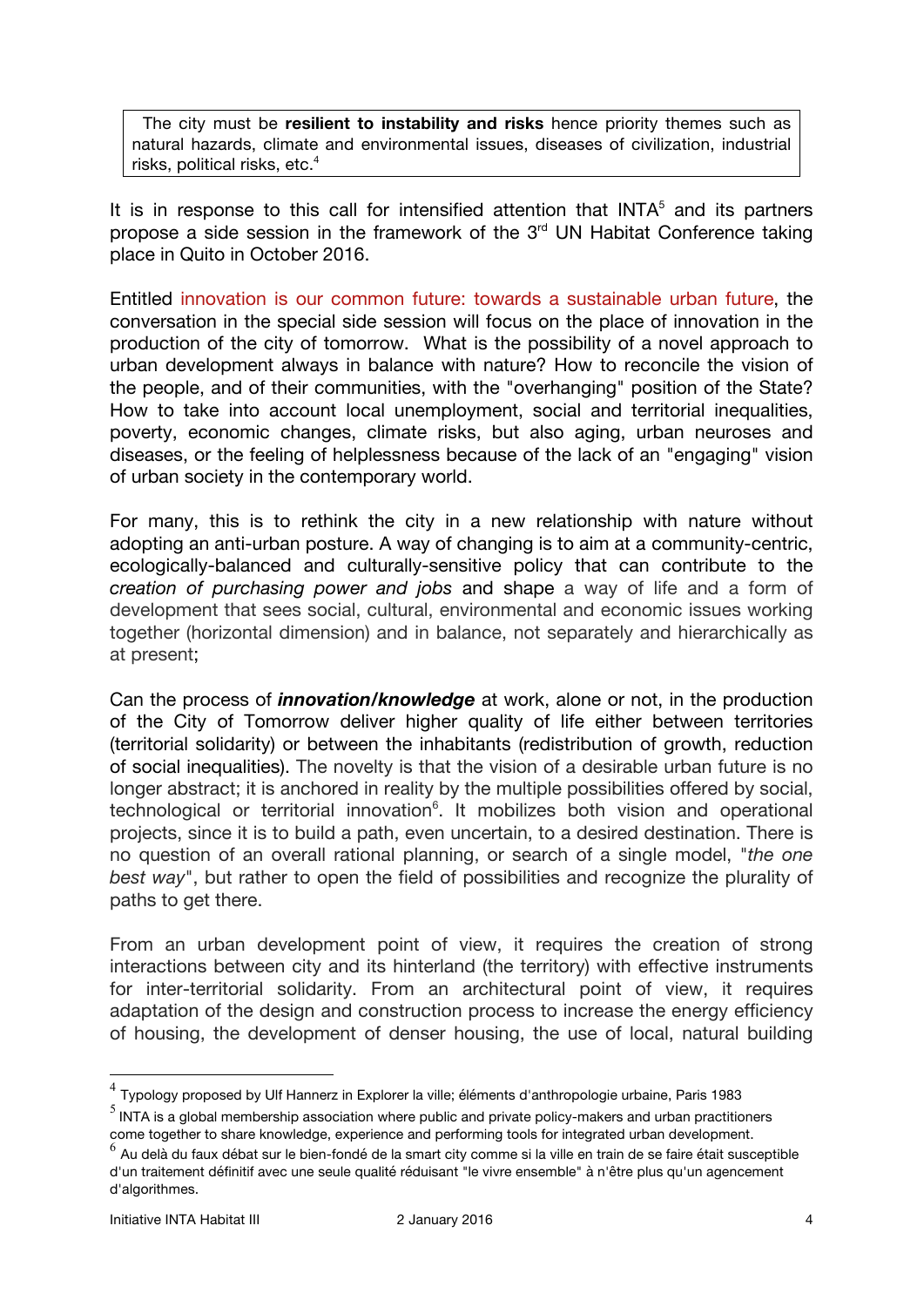The city must be **resilient to instability and risks** hence priority themes such as natural hazards, climate and environmental issues, diseases of civilization, industrial risks, political risks, etc.[4]

It is in response to this call for intensified attention that INTA[5] and its partners propose a side session in the framework of the 3rd UN Habitat Conference taking place in Quito in October 2016.

Entitled innovation is our common future: towards a sustainable urban future, the conversation in the special side session will focus on the place of innovation in the production of the city of tomorrow. What is the possibility of a novel approach to urban development always in balance with nature? How to reconcile the vision of the people, and of their communities, with the "overhanging" position of the State? How to take into account local unemployment, social and territorial inequalities, poverty, economic changes, climate risks, but also aging, urban neuroses and diseases, or the feeling of helplessness because of the lack of an "engaging" vision of urban society in the contemporary world.

For many, this is to rethink the city in a new relationship with nature without adopting an anti-urban posture. A way of changing is to aim at a community-centric, ecologically-balanced and culturally-sensitive policy that can contribute to the *creation of purchasing power and jobs* and shape a way of life and a form of development that sees social, cultural, environmental and economic issues working together (horizontal dimension) and in balance, not separately and hierarchically as at present;

Can the process of ***innovation/knowledge*** at work, alone or not, in the production of the City of Tomorrow deliver higher quality of life either between territories (territorial solidarity) or between the inhabitants (redistribution of growth, reduction of social inequalities). The novelty is that the vision of a desirable urban future is no longer abstract; it is anchored in reality by the multiple possibilities offered by social, technological or territorial innovation[6]. It mobilizes both vision and operational projects, since it is to build a path, even uncertain, to a desired destination. There is no question of an overall rational planning, or search of a single model, "*the one best way*", but rather to open the field of possibilities and recognize the plurality of paths to get there.

From an urban development point of view, it requires the creation of strong interactions between city and its hinterland (the territory) with effective instruments for inter-territorial solidarity. From an architectural point of view, it requires adaptation of the design and construction process to increase the energy efficiency of housing, the development of denser housing, the use of local, natural building

---

[4] Typology proposed by Ulf Hannerz in Explorer la ville; éléments d'anthropologie urbaine, Paris 1983

[5] INTA is a global membership association where public and private policy-makers and urban practitioners come together to share knowledge, experience and performing tools for integrated urban development.

[6] Au delà du faux débat sur le bien-fondé de la smart city comme si la ville en train de se faire était susceptible d'un traitement définitif avec une seule qualité réduisant "le vivre ensemble" à n'être plus qu'un agencement d'algorithmes.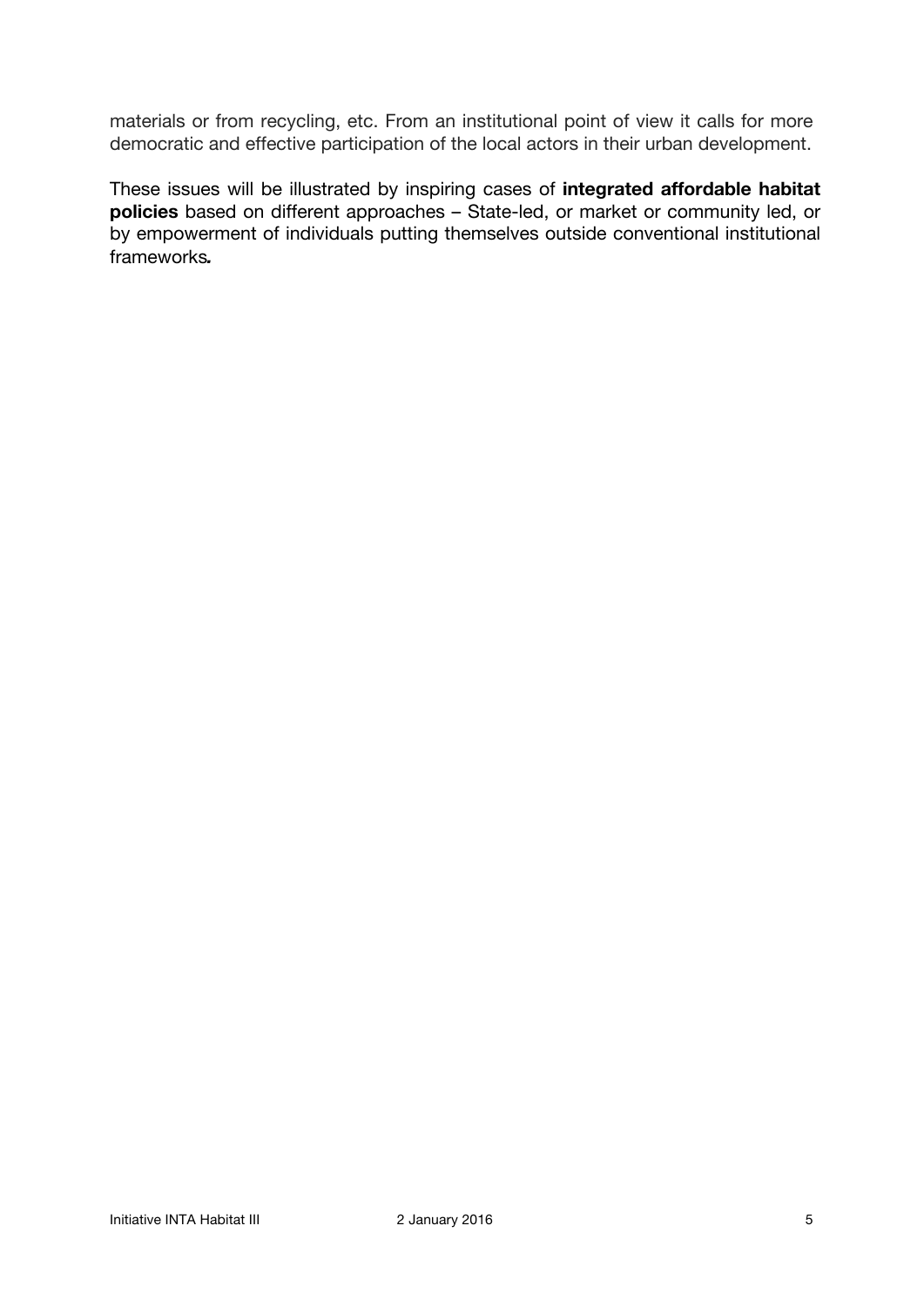materials or from recycling, etc. From an institutional point of view it calls for more democratic and effective participation of the local actors in their urban development.

These issues will be illustrated by inspiring cases of **integrated affordable habitat policies** based on different approaches – State-led, or market or community led, or by empowerment of individuals putting themselves outside conventional institutional frameworks**.**